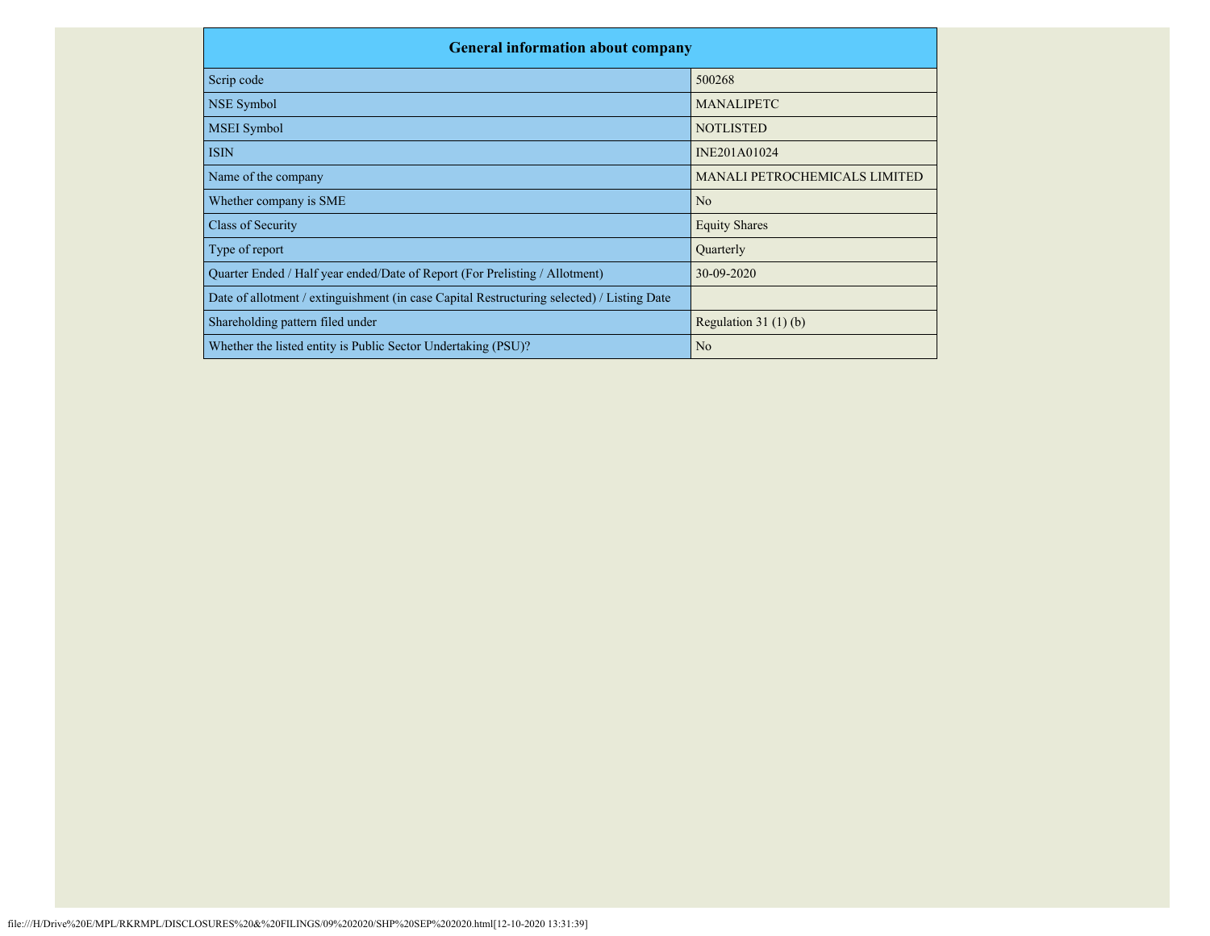| General information about company | |
|---|---|
| Scrip code | 500268 |
| NSE Symbol | MANALIPETC |
| MSEI Symbol | NOTLISTED |
| ISIN | INE201A01024 |
| Name of the company | MANALI PETROCHEMICALS LIMITED |
| Whether company is SME | No |
| Class of Security | Equity Shares |
| Type of report | Quarterly |
| Quarter Ended / Half year ended/Date of Report (For Prelisting / Allotment) | 30-09-2020 |
| Date of allotment / extinguishment (in case Capital Restructuring selected) / Listing Date | |
| Shareholding pattern filed under | Regulation 31 (1) (b) |
| Whether the listed entity is Public Sector Undertaking (PSU)? | No |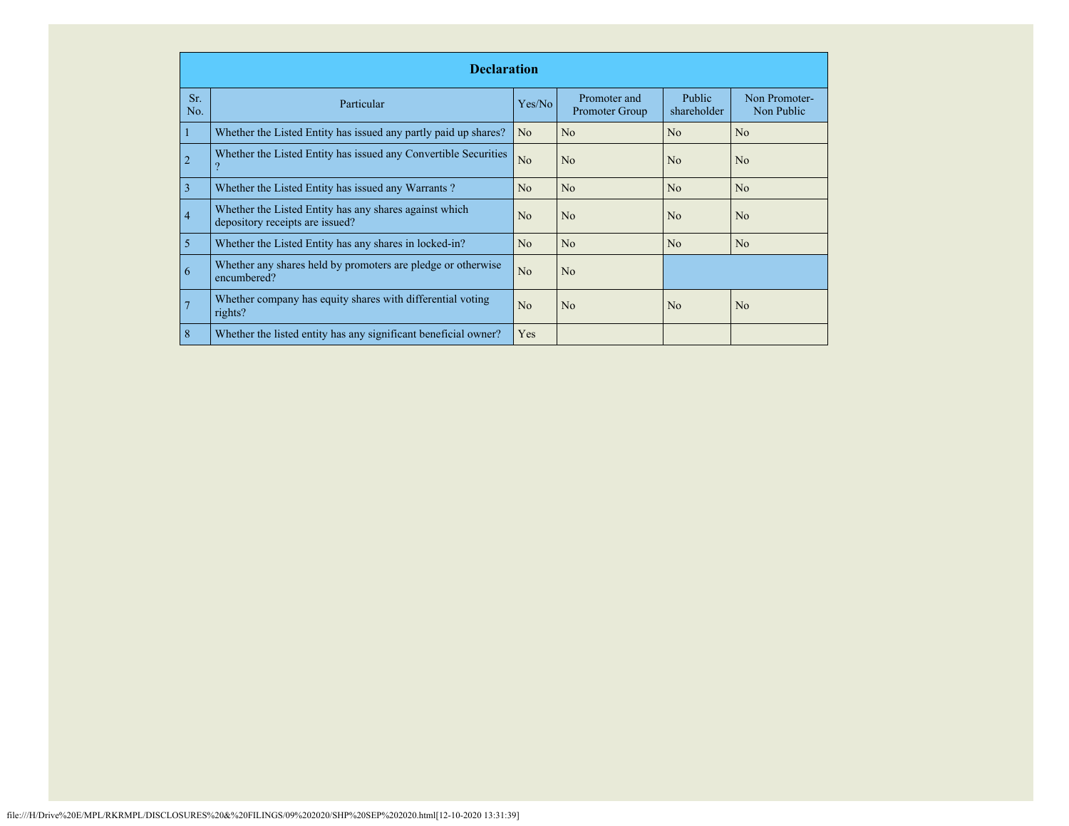| Declaration | | | | | |
|---|---|---|---|---|---|
| Sr. No. | Particular | Yes/No | Promoter and Promoter Group | Public shareholder | Non Promoter-Non Public |
| 1 | Whether the Listed Entity has issued any partly paid up shares? | No | No | No | No |
| 2 | Whether the Listed Entity has issued any Convertible Securities ? | No | No | No | No |
| 3 | Whether the Listed Entity has issued any Warrants ? | No | No | No | No |
| 4 | Whether the Listed Entity has any shares against which depository receipts are issued? | No | No | No | No |
| 5 | Whether the Listed Entity has any shares in locked-in? | No | No | No | No |
| 6 | Whether any shares held by promoters are pledge or otherwise encumbered? | No | No | | |
| 7 | Whether company has equity shares with differential voting rights? | No | No | No | No |
| 8 | Whether the listed entity has any significant beneficial owner? | Yes | | | |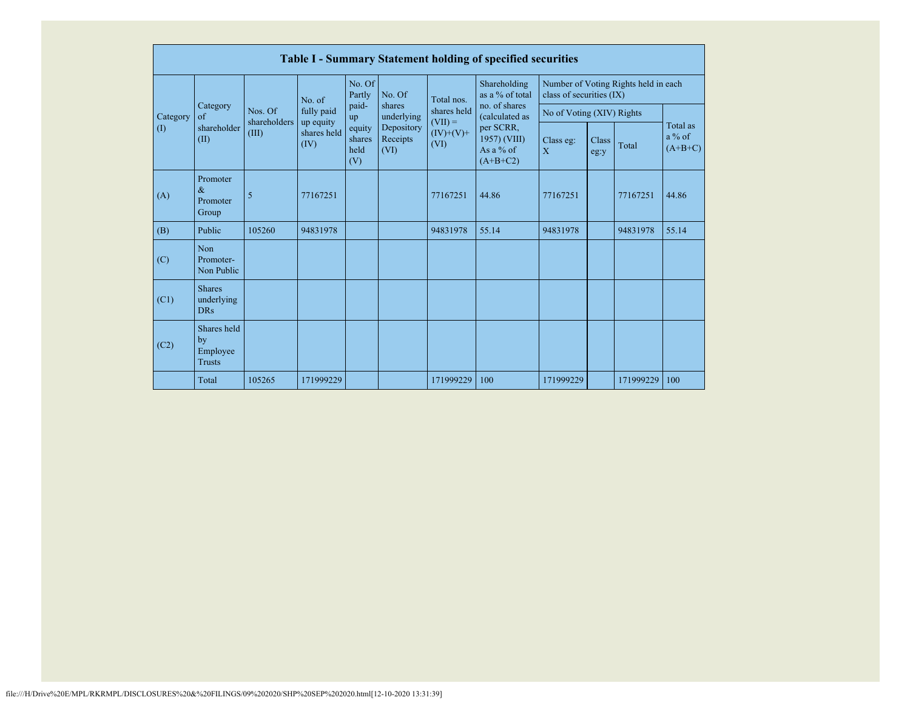| Table I - Summary Statement holding of specified securities | | | | | | | | | | | | |
|---|---|---|---|---|---|---|---|---|---|---|---|---|
| Category (I) | Category of shareholder (II) | Nos. Of shareholders (III) | No. of fully paid up equity shares held (IV) | No. Of Partly paid-up equity shares held (V) | No. Of shares underlying Depository Receipts (VI) | Total nos. shares held (VII) = (IV)+(V)+ (VI) | Shareholding as a % of total no. of shares (calculated as per SCRR, 1957) (VIII) As a % of (A+B+C2) | Number of Voting Rights held in each class of securities (IX) | | | |
| | | | | | | | | No of Voting (XIV) Rights | | | Total as a % of (A+B+C) |
| | | | | | | | | Class eg: X | Class eg:y | Total | |
| (A) | Promoter & Promoter Group | 5 | 77167251 | | | 77167251 | 44.86 | 77167251 | | 77167251 | 44.86 |
| (B) | Public | 105260 | 94831978 | | | 94831978 | 55.14 | 94831978 | | 94831978 | 55.14 |
| (C) | Non Promoter- Non Public | | | | | | | | | | |
| (C1) | Shares underlying DRs | | | | | | | | | | |
| (C2) | Shares held by Employee Trusts | | | | | | | | | | |
| | Total | 105265 | 171999229 | | | 171999229 | 100 | 171999229 | | 171999229 | 100 |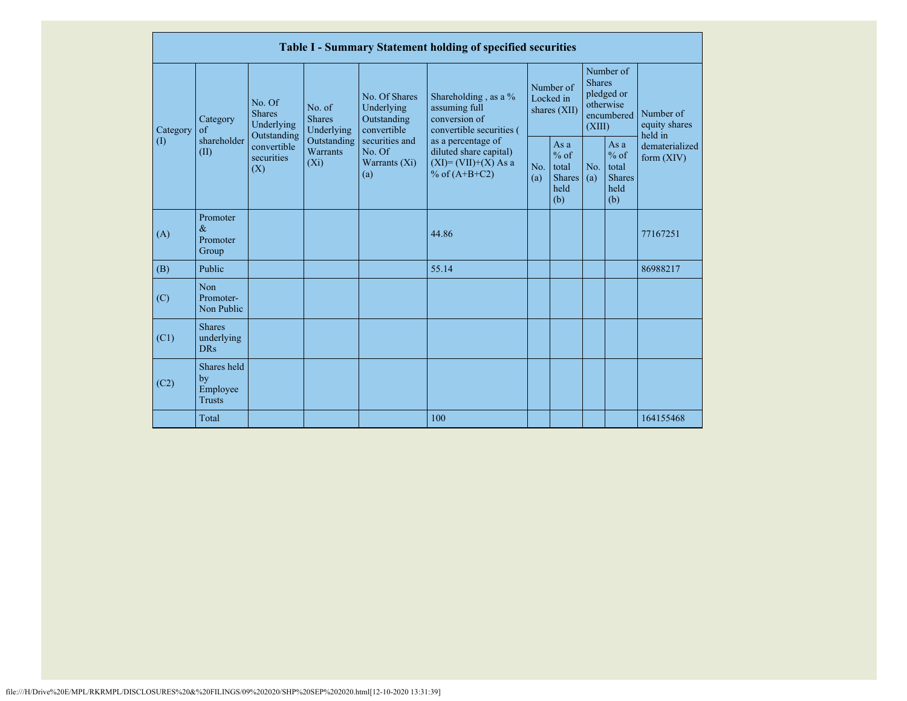| Table I - Summary Statement holding of specified securities | | | | | | | | | | |
|---|---|---|---|---|---|---|---|---|---|---|
| Category (I) | Category of shareholder (II) | No. Of Shares Underlying Outstanding convertible securities (X) | No. of Shares Underlying Outstanding Warrants (Xi) | No. Of Shares Underlying Outstanding convertible securities and No. Of Warrants (Xi) (a) | Shareholding , as a % assuming full conversion of convertible securities ( as a percentage of diluted share capital) (XI)= (VII)+(X) As a % of (A+B+C2) | Number of Locked in shares (XII) | | Number of Shares pledged or otherwise encumbered (XIII) | | Number of equity shares held in dematerialized form (XIV) |
| | | | | | | No. (a) | As a % of total Shares held (b) | No. (a) | As a % of total Shares held (b) | |
| (A) | Promoter & Promoter Group | | | | 44.86 | | | | | 77167251 |
| (B) | Public | | | | 55.14 | | | | | 86988217 |
| (C) | Non Promoter- Non Public | | | | | | | | | |
| (C1) | Shares underlying DRs | | | | | | | | | |
| (C2) | Shares held by Employee Trusts | | | | | | | | | |
| | Total | | | | 100 | | | | | 164155468 |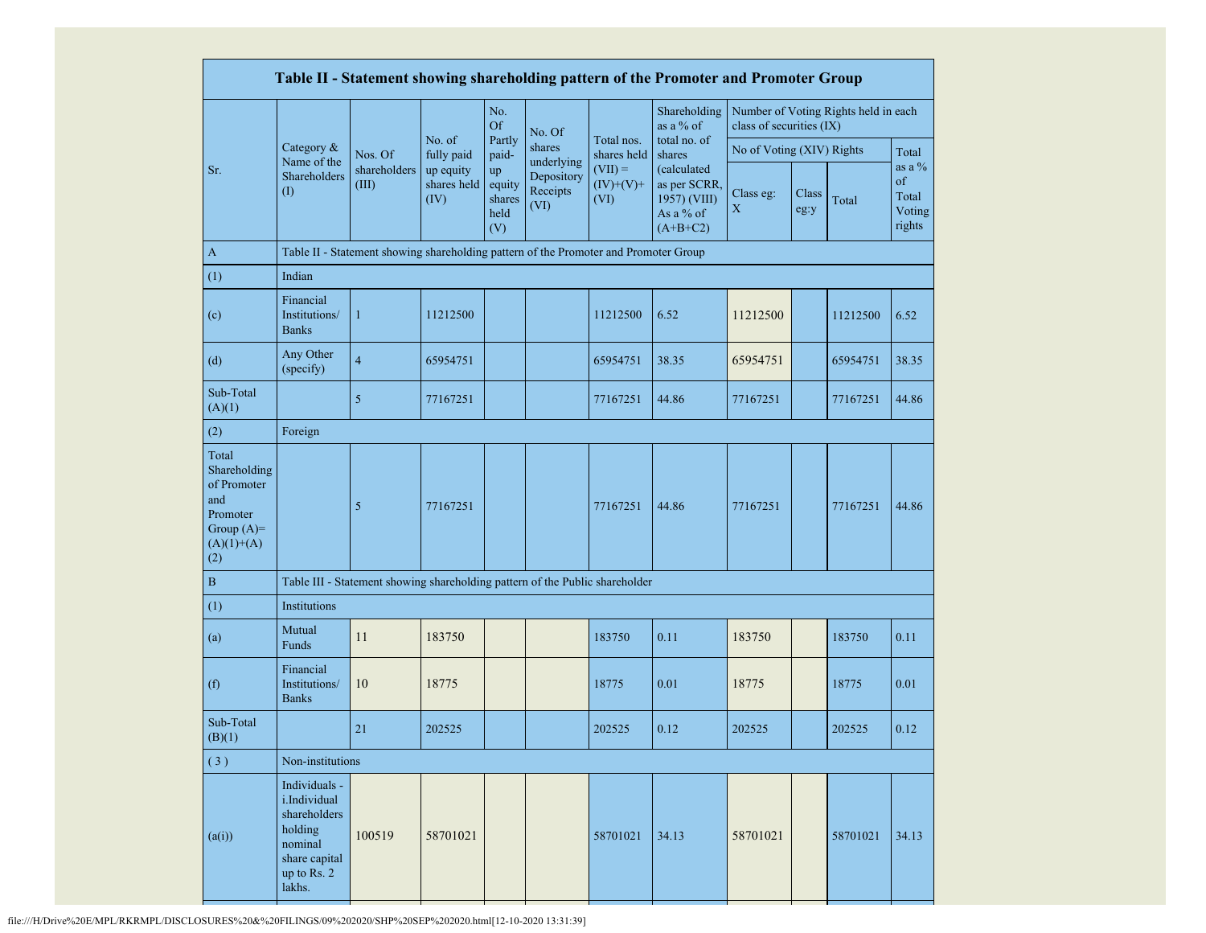| Table II - Statement showing shareholding pattern of the Promoter and Promoter Group | | | | | | | | | | | |
|---|---|---|---|---|---|---|---|---|---|---|---|
| Sr. | Category & Name of the Shareholders (I) | Nos. Of shareholders (III) | No. of fully paid up equity shares held (IV) | No. Of Partly paid-up equity shares held (V) | No. Of shares underlying Depository Receipts (VI) | Total nos. shares held (VII) = (IV)+(V)+ (VI) | Shareholding as a % of total no. of shares (calculated as per SCRR, 1957) (VIII) As a % of (A+B+C2) | Number of Voting Rights held in each class of securities (IX) | | | |
| | | | | | | | | No of Voting (XIV) Rights | | | Total as a % of Total Voting rights |
| | | | | | | | | Class eg: X | Class eg:y | Total | |
| A | Table II - Statement showing shareholding pattern of the Promoter and Promoter Group | | | | | | | | | | |
| (1) | Indian | | | | | | | | | | |
| (c) | Financial Institutions/ Banks | 1 | 11212500 | | | 11212500 | 6.52 | 11212500 | | 11212500 | 6.52 |
| (d) | Any Other (specify) | 4 | 65954751 | | | 65954751 | 38.35 | 65954751 | | 65954751 | 38.35 |
| Sub-Total (A)(1) | | 5 | 77167251 | | | 77167251 | 44.86 | 77167251 | | 77167251 | 44.86 |
| (2) | Foreign | | | | | | | | | | |
| Total Shareholding of Promoter and Promoter Group (A)=(A)(1)+(A)(2) | | 5 | 77167251 | | | 77167251 | 44.86 | 77167251 | | 77167251 | 44.86 |
| B | Table III - Statement showing shareholding pattern of the Public shareholder | | | | | | | | | | |
| (1) | Institutions | | | | | | | | | | |
| (a) | Mutual Funds | 11 | 183750 | | | 183750 | 0.11 | 183750 | | 183750 | 0.11 |
| (f) | Financial Institutions/ Banks | 10 | 18775 | | | 18775 | 0.01 | 18775 | | 18775 | 0.01 |
| Sub-Total (B)(1) | | 21 | 202525 | | | 202525 | 0.12 | 202525 | | 202525 | 0.12 |
| ( 3 ) | Non-institutions | | | | | | | | | | |
| (a(i)) | Individuals - i.Individual shareholders holding nominal share capital up to Rs. 2 lakhs. | 100519 | 58701021 | | | 58701021 | 34.13 | 58701021 | | 58701021 | 34.13 |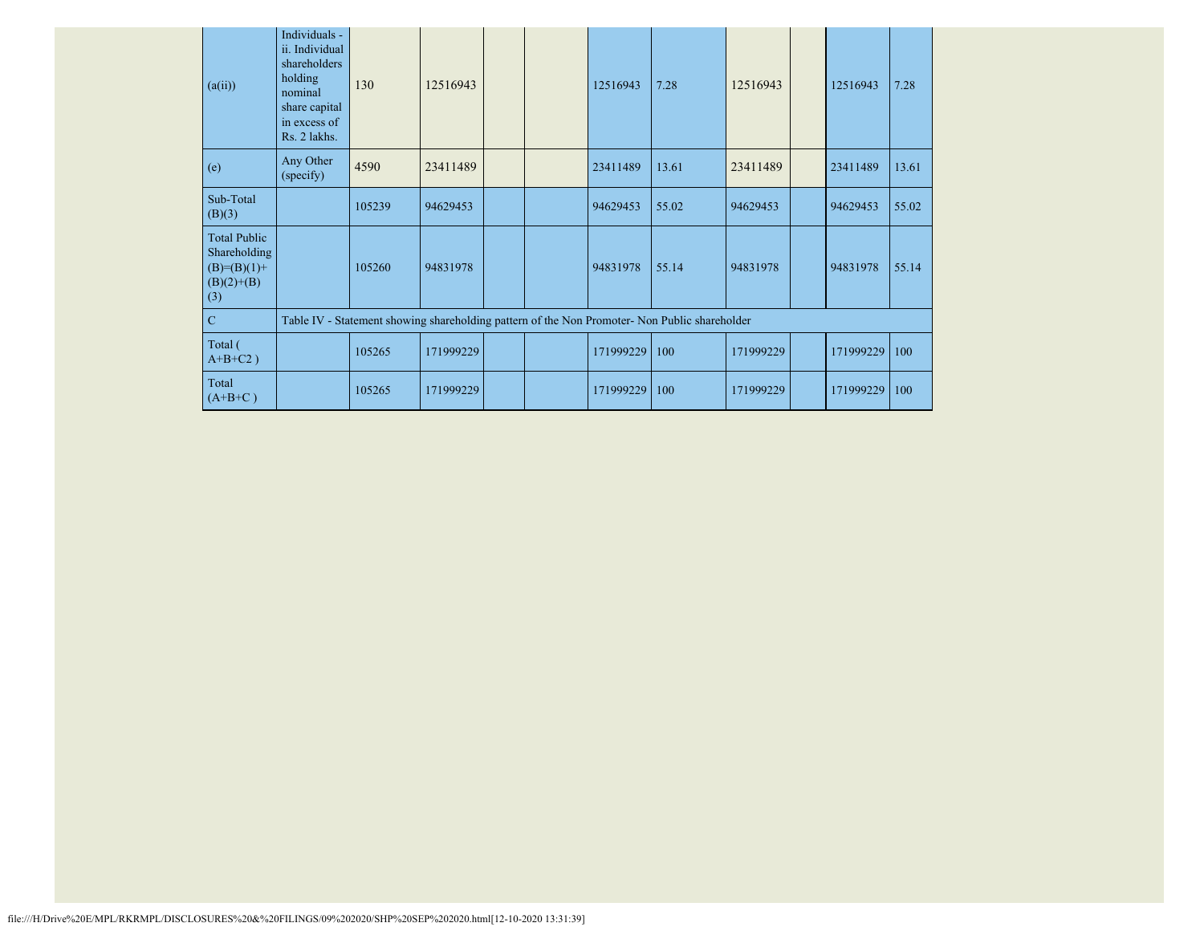| | | | | | | | | | | | |
|---|---|---|---|---|---|---|---|---|---|---|---|
| (a(ii)) | Individuals - ii. Individual shareholders holding nominal share capital in excess of Rs. 2 lakhs. | 130 | 12516943 | | | 12516943 | 7.28 | 12516943 | | 12516943 | 7.28 |
| (e) | Any Other (specify) | 4590 | 23411489 | | | 23411489 | 13.61 | 23411489 | | 23411489 | 13.61 |
| Sub-Total (B)(3) | | 105239 | 94629453 | | | 94629453 | 55.02 | 94629453 | | 94629453 | 55.02 |
| Total Public Shareholding (B)=(B)(1)+(B)(2)+(B)(3) | | 105260 | 94831978 | | | 94831978 | 55.14 | 94831978 | | 94831978 | 55.14 |
| C | Table IV - Statement showing shareholding pattern of the Non Promoter- Non Public shareholder | | | | | | | | | | |
| Total ( A+B+C2 ) | | 105265 | 171999229 | | | 171999229 | 100 | 171999229 | | 171999229 | 100 |
| Total (A+B+C ) | | 105265 | 171999229 | | | 171999229 | 100 | 171999229 | | 171999229 | 100 |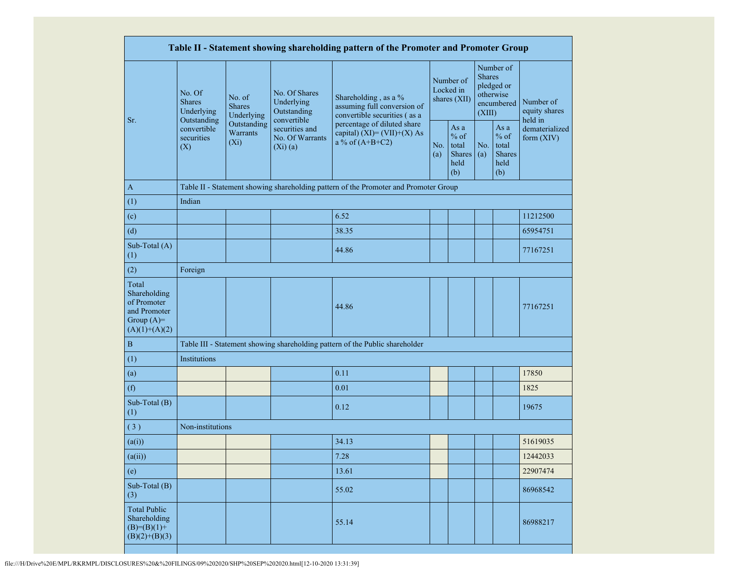| Table II - Statement showing shareholding pattern of the Promoter and Promoter Group | | | | | | | | | |
|---|---|---|---|---|---|---|---|---|---|
| Sr. | No. Of Shares Underlying Outstanding convertible securities (X) | No. of Shares Underlying Outstanding Warrants (Xi) | No. Of Shares Underlying Outstanding convertible securities and No. Of Warrants (Xi) (a) | Shareholding , as a % assuming full conversion of convertible securities ( as a percentage of diluted share capital) (XI)= (VII)+(X) As a % of (A+B+C2) | Number of Locked in shares (XII) | | Number of Shares pledged or otherwise encumbered (XIII) | | Number of equity shares held in dematerialized form (XIV) |
| | | | | | No. (a) | As a % of total Shares held (b) | No. (a) | As a % of total Shares held (b) | |
| A | Table II - Statement showing shareholding pattern of the Promoter and Promoter Group | | | | | | | | |
| (1) | Indian | | | | | | | | |
| (c) | | | | 6.52 | | | | | 11212500 |
| (d) | | | | 38.35 | | | | | 65954751 |
| Sub-Total (A) (1) | | | | 44.86 | | | | | 77167251 |
| (2) | Foreign | | | | | | | | |
| Total Shareholding of Promoter and Promoter Group (A)=(A)(1)+(A)(2) | | | | 44.86 | | | | | 77167251 |
| B | Table III - Statement showing shareholding pattern of the Public shareholder | | | | | | | | |
| (1) | Institutions | | | | | | | | |
| (a) | | | | 0.11 | | | | | 17850 |
| (f) | | | | 0.01 | | | | | 1825 |
| Sub-Total (B) (1) | | | | 0.12 | | | | | 19675 |
| ( 3 ) | Non-institutions | | | | | | | | |
| (a(i)) | | | | 34.13 | | | | | 51619035 |
| (a(ii)) | | | | 7.28 | | | | | 12442033 |
| (e) | | | | 13.61 | | | | | 22907474 |
| Sub-Total (B) (3) | | | | 55.02 | | | | | 86968542 |
| Total Public Shareholding (B)=(B)(1)+(B)(2)+(B)(3) | | | | 55.14 | | | | | 86988217 |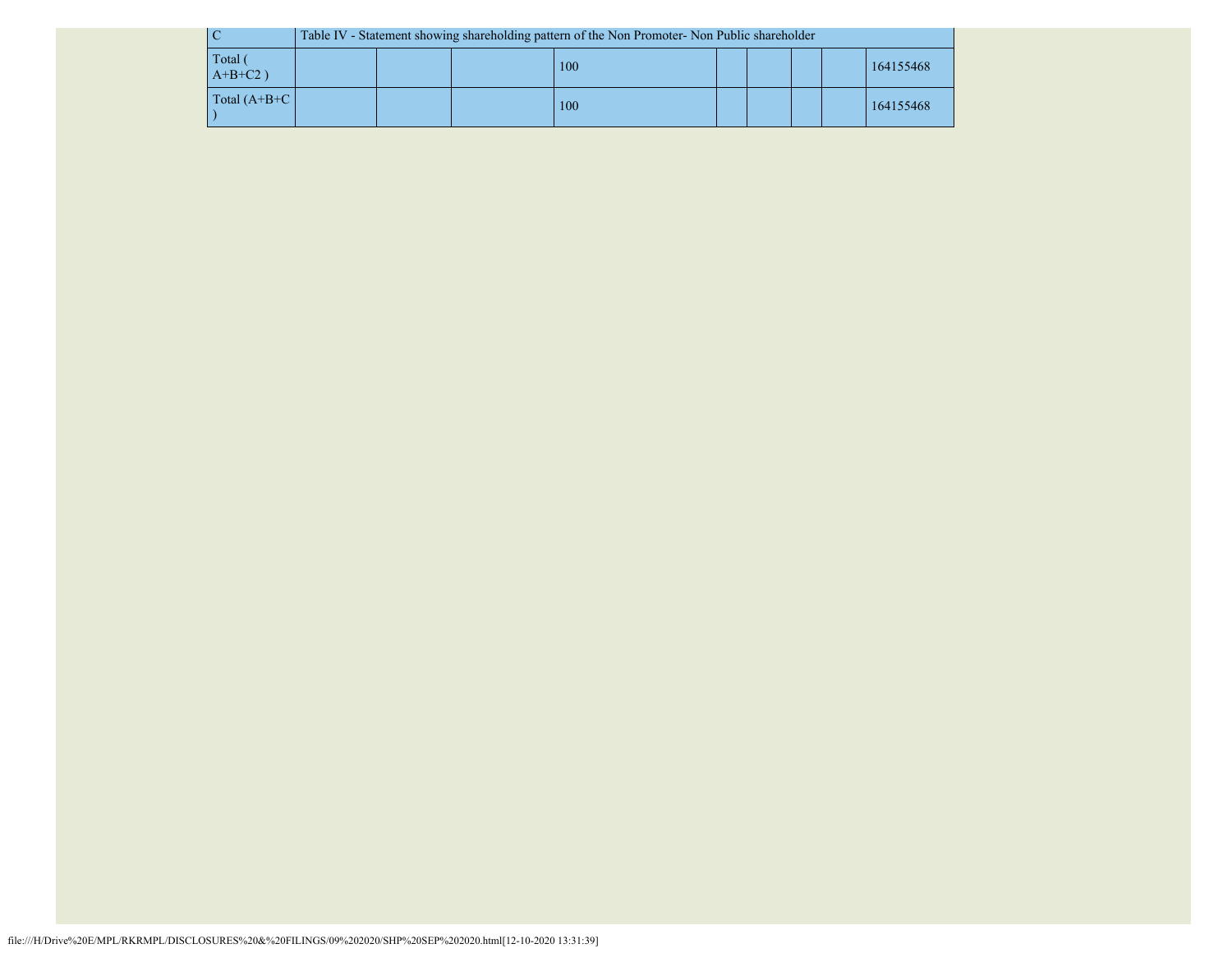| C | Table IV - Statement showing shareholding pattern of the Non Promoter- Non Public shareholder | | | | | | | |
|---|---|---|---|---|---|---|---|---|
| Total ( A+B+C2 ) | | | 100 | | | | | 164155468 |
| Total (A+B+C ) | | | 100 | | | | | 164155468 |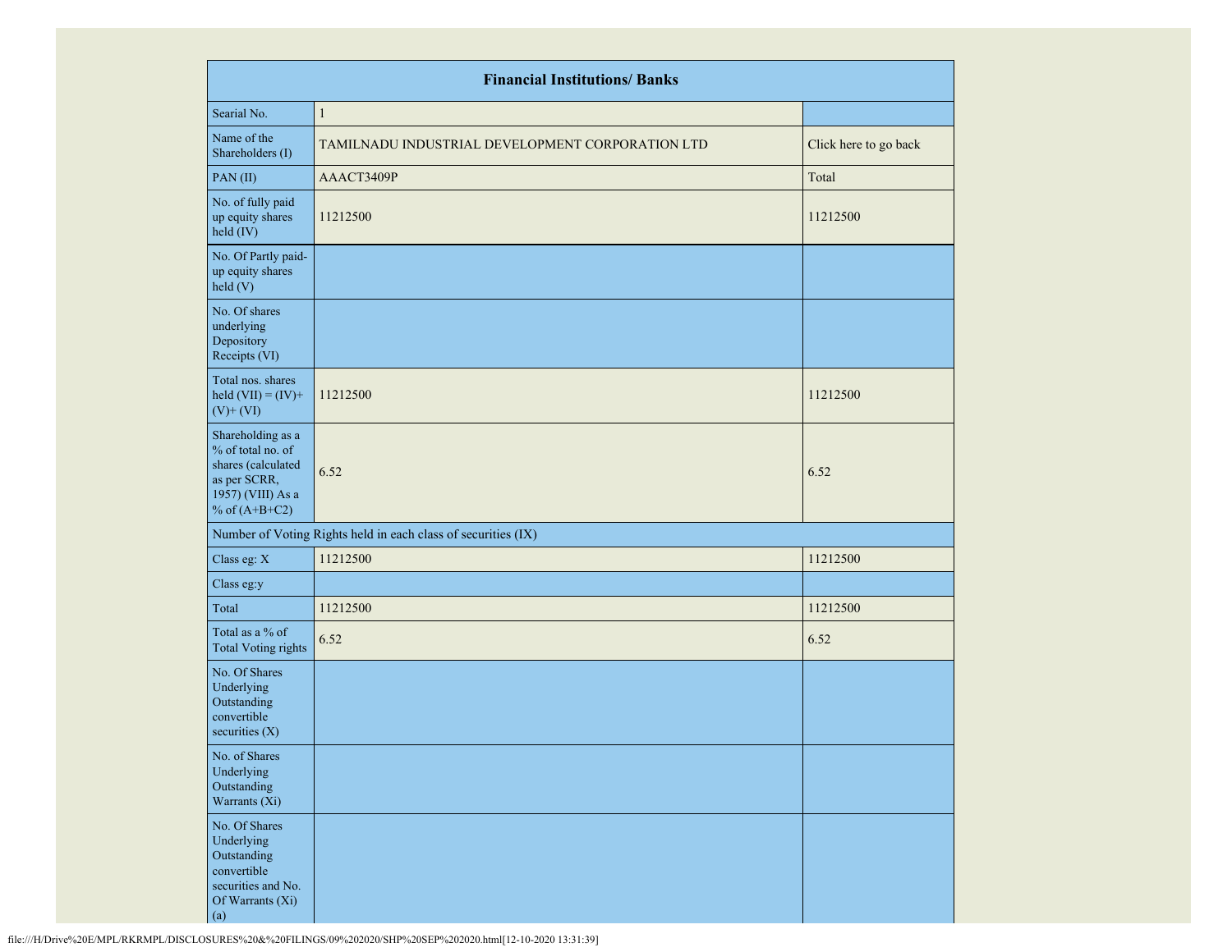| Financial Institutions/ Banks | | |
|---|---|---|
| Searial No. | 1 | |
| Name of the Shareholders (I) | TAMILNADU INDUSTRIAL DEVELOPMENT CORPORATION LTD | Click here to go back |
| PAN (II) | AAACT3409P | Total |
| No. of fully paid up equity shares held (IV) | 11212500 | 11212500 |
| No. Of Partly paid-up equity shares held (V) | | |
| No. Of shares underlying Depository Receipts (VI) | | |
| Total nos. shares held (VII) = (IV)+ (V)+ (VI) | 11212500 | 11212500 |
| Shareholding as a % of total no. of shares (calculated as per SCRR, 1957) (VIII) As a % of (A+B+C2) | 6.52 | 6.52 |
| Number of Voting Rights held in each class of securities (IX) | | |
| Class eg: X | 11212500 | 11212500 |
| Class eg:y | | |
| Total | 11212500 | 11212500 |
| Total as a % of Total Voting rights | 6.52 | 6.52 |
| No. Of Shares Underlying Outstanding convertible securities (X) | | |
| No. of Shares Underlying Outstanding Warrants (Xi) | | |
| No. Of Shares Underlying Outstanding convertible securities and No. Of Warrants (Xi) (a) | | |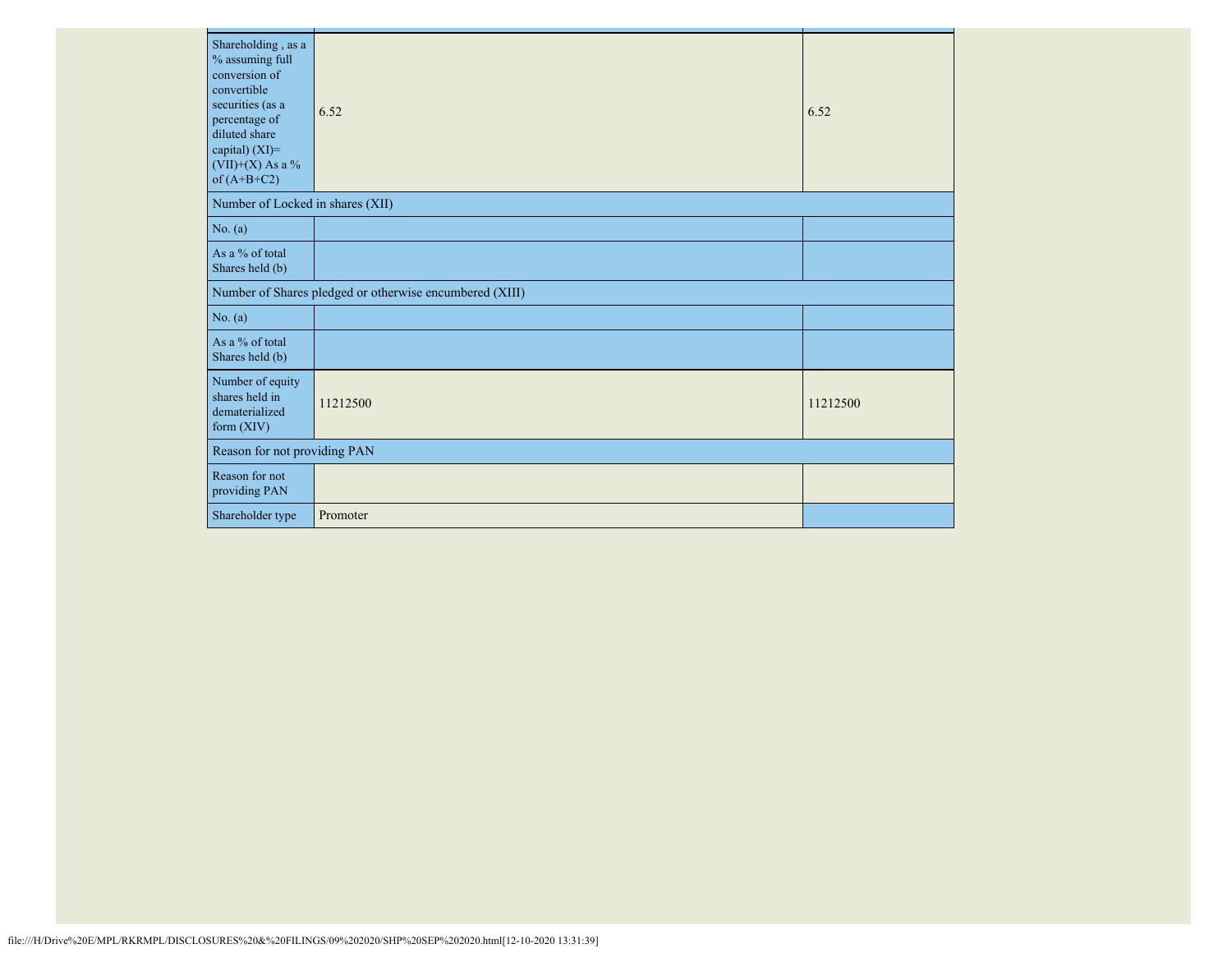| | | |
|---|---|---|
| Shareholding , as a % assuming full conversion of convertible securities (as a percentage of diluted share capital) (XI)= (VII)+(X) As a % of (A+B+C2) | 6.52 | 6.52 |
| Number of Locked in shares (XII) | | |
| No. (a) | | |
| As a % of total Shares held (b) | | |
| Number of Shares pledged or otherwise encumbered (XIII) | | |
| No. (a) | | |
| As a % of total Shares held (b) | | |
| Number of equity shares held in dematerialized form (XIV) | 11212500 | 11212500 |
| Reason for not providing PAN | | |
| Reason for not providing PAN | | |
| Shareholder type | Promoter | |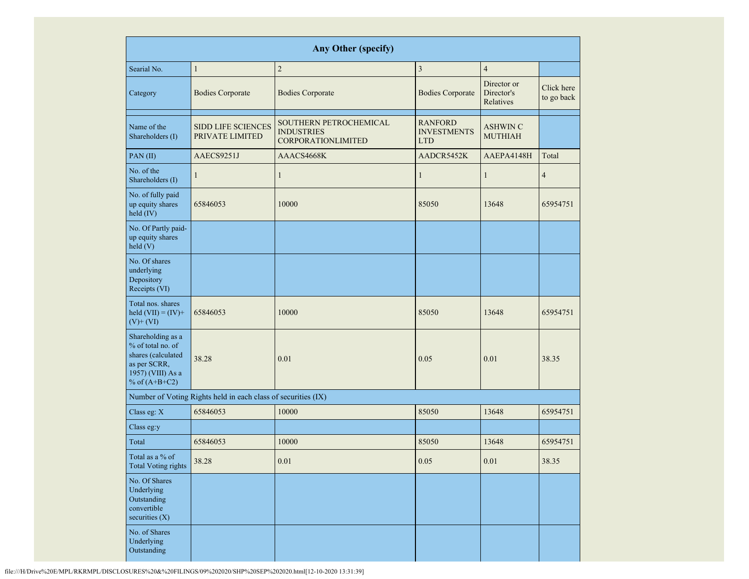| Any Other (specify) | | | | | |
|---|---|---|---|---|---|
| Searial No. | 1 | 2 | 3 | 4 | |
| Category | Bodies Corporate | Bodies Corporate | Bodies Corporate | Director or Director's Relatives | Click here to go back |
| | | | | | |
| Name of the Shareholders (I) | SIDD LIFE SCIENCES PRIVATE LIMITED | SOUTHERN PETROCHEMICAL INDUSTRIES CORPORATIONLIMITED | RANFORD INVESTMENTS LTD | ASHWIN C MUTHIAH | |
| PAN (II) | AAECS9251J | AAACS4668K | AADCR5452K | AAEPA4148H | Total |
| No. of the Shareholders (I) | 1 | 1 | 1 | 1 | 4 |
| No. of fully paid up equity shares held (IV) | 65846053 | 10000 | 85050 | 13648 | 65954751 |
| No. Of Partly paid-up equity shares held (V) | | | | | |
| No. Of shares underlying Depository Receipts (VI) | | | | | |
| Total nos. shares held (VII) = (IV)+ (V)+ (VI) | 65846053 | 10000 | 85050 | 13648 | 65954751 |
| Shareholding as a % of total no. of shares (calculated as per SCRR, 1957) (VIII) As a % of (A+B+C2) | 38.28 | 0.01 | 0.05 | 0.01 | 38.35 |
| Number of Voting Rights held in each class of securities (IX) | | | | | |
| Class eg: X | 65846053 | 10000 | 85050 | 13648 | 65954751 |
| Class eg:y | | | | | |
| Total | 65846053 | 10000 | 85050 | 13648 | 65954751 |
| Total as a % of Total Voting rights | 38.28 | 0.01 | 0.05 | 0.01 | 38.35 |
| No. Of Shares Underlying Outstanding convertible securities (X) | | | | | |
| No. of Shares Underlying Outstanding | | | | | |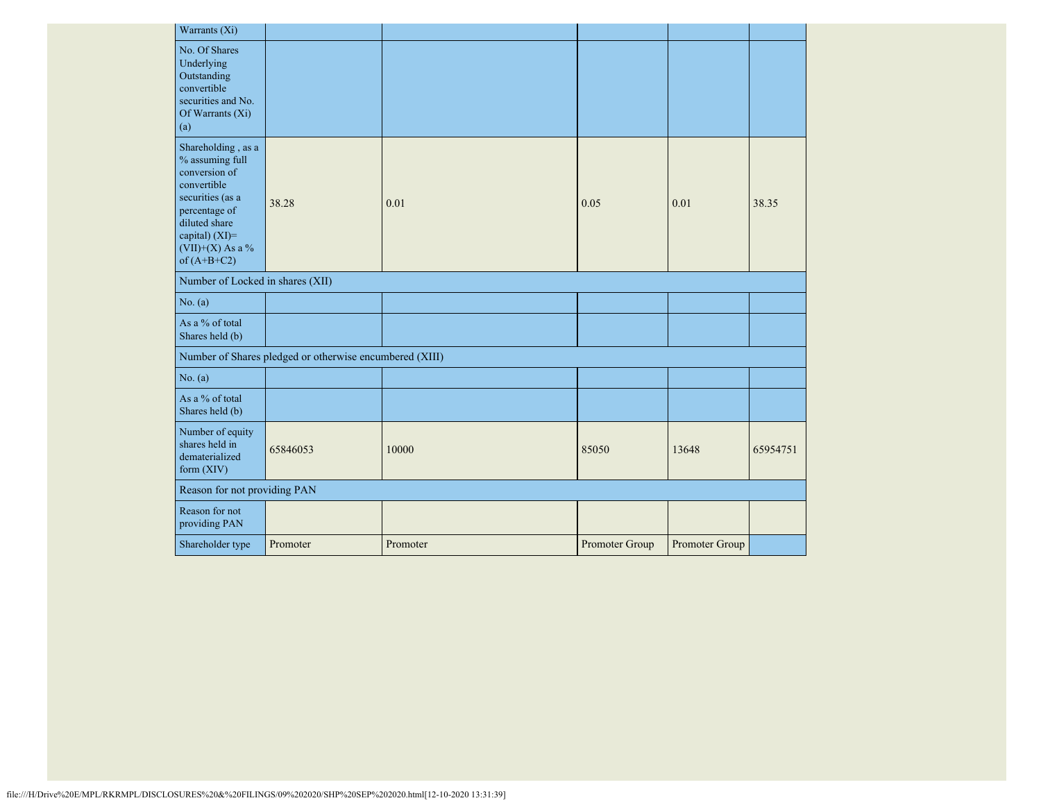| | | | | | |
|---|---|---|---|---|---|
| Warrants (Xi) | | | | | |
| No. Of Shares Underlying Outstanding convertible securities and No. Of Warrants (Xi) (a) | | | | | |
| Shareholding , as a % assuming full conversion of convertible securities (as a percentage of diluted share capital) (XI)= (VII)+(X) As a % of (A+B+C2) | 38.28 | 0.01 | 0.05 | 0.01 | 38.35 |
| Number of Locked in shares (XII) | | | | | |
| No. (a) | | | | | |
| As a % of total Shares held (b) | | | | | |
| Number of Shares pledged or otherwise encumbered (XIII) | | | | | |
| No. (a) | | | | | |
| As a % of total Shares held (b) | | | | | |
| Number of equity shares held in dematerialized form (XIV) | 65846053 | 10000 | 85050 | 13648 | 65954751 |
| Reason for not providing PAN | | | | | |
| Reason for not providing PAN | | | | | |
| Shareholder type | Promoter | Promoter | Promoter Group | Promoter Group | |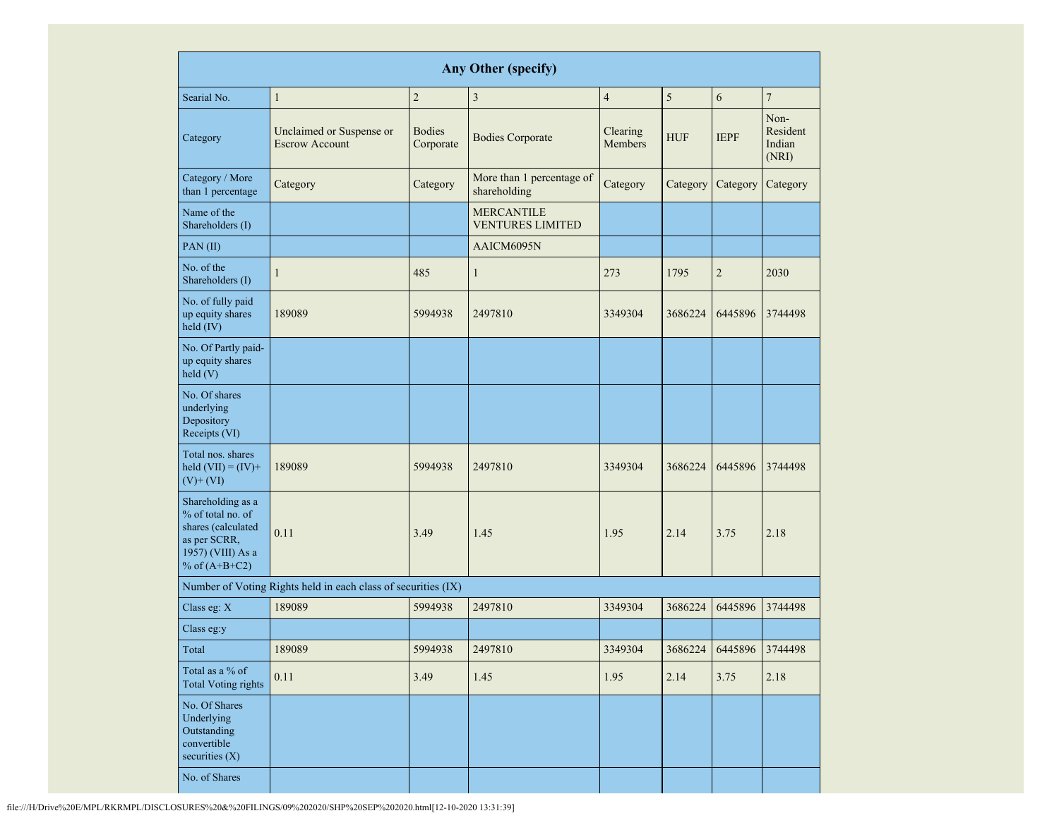| Any Other (specify) | | | | | | | |
|---|---|---|---|---|---|---|---|
| Searial No. | 1 | 2 | 3 | 4 | 5 | 6 | 7 |
| Category | Unclaimed or Suspense or Escrow Account | Bodies Corporate | Bodies Corporate | Clearing Members | HUF | IEPF | Non-Resident Indian (NRI) |
| Category / More than 1 percentage | Category | Category | More than 1 percentage of shareholding | Category | Category | Category | Category |
| Name of the Shareholders (I) | | | MERCANTILE VENTURES LIMITED | | | | |
| PAN (II) | | | AAICM6095N | | | | |
| No. of the Shareholders (I) | 1 | 485 | 1 | 273 | 1795 | 2 | 2030 |
| No. of fully paid up equity shares held (IV) | 189089 | 5994938 | 2497810 | 3349304 | 3686224 | 6445896 | 3744498 |
| No. Of Partly paid-up equity shares held (V) | | | | | | | |
| No. Of shares underlying Depository Receipts (VI) | | | | | | | |
| Total nos. shares held (VII) = (IV)+ (V)+ (VI) | 189089 | 5994938 | 2497810 | 3349304 | 3686224 | 6445896 | 3744498 |
| Shareholding as a % of total no. of shares (calculated as per SCRR, 1957) (VIII) As a % of (A+B+C2) | 0.11 | 3.49 | 1.45 | 1.95 | 2.14 | 3.75 | 2.18 |
| Number of Voting Rights held in each class of securities (IX) | | | | | | | |
| Class eg: X | 189089 | 5994938 | 2497810 | 3349304 | 3686224 | 6445896 | 3744498 |
| Class eg:y | | | | | | | |
| Total | 189089 | 5994938 | 2497810 | 3349304 | 3686224 | 6445896 | 3744498 |
| Total as a % of Total Voting rights | 0.11 | 3.49 | 1.45 | 1.95 | 2.14 | 3.75 | 2.18 |
| No. Of Shares Underlying Outstanding convertible securities (X) | | | | | | | |
| No. of Shares | | | | | | | |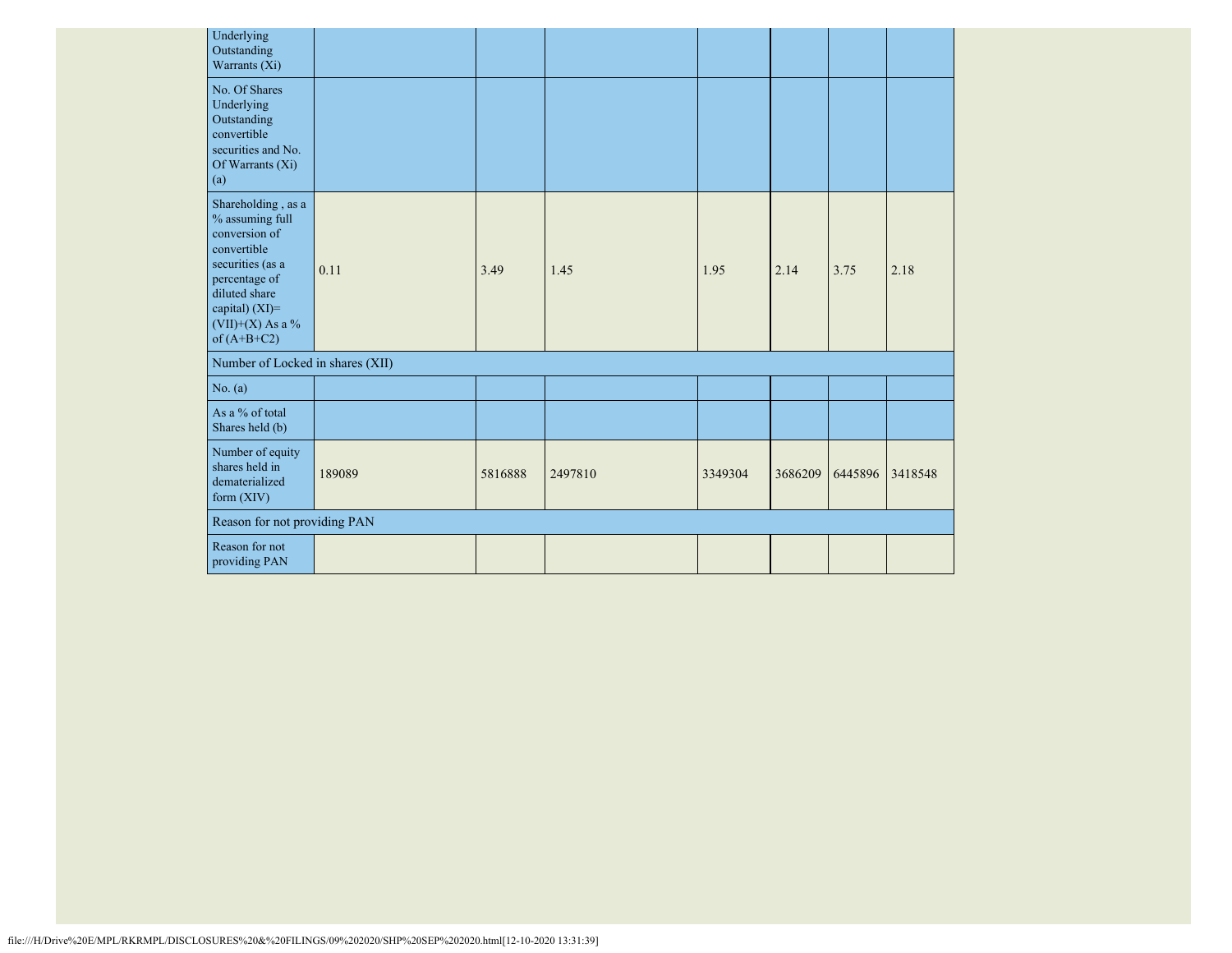| | | | | | | | |
|---|---|---|---|---|---|---|---|
| Underlying Outstanding Warrants (Xi) | | | | | | | |
| No. Of Shares Underlying Outstanding convertible securities and No. Of Warrants (Xi) (a) | | | | | | | |
| Shareholding , as a % assuming full conversion of convertible securities (as a percentage of diluted share capital) (XI)= (VII)+(X) As a % of (A+B+C2) | 0.11 | 3.49 | 1.45 | 1.95 | 2.14 | 3.75 | 2.18 |
| Number of Locked in shares (XII) | | | | | | | |
| No. (a) | | | | | | | |
| As a % of total Shares held (b) | | | | | | | |
| Number of equity shares held in dematerialized form (XIV) | 189089 | 5816888 | 2497810 | 3349304 | 3686209 | 6445896 | 3418548 |
| Reason for not providing PAN | | | | | | | |
| Reason for not providing PAN | | | | | | | |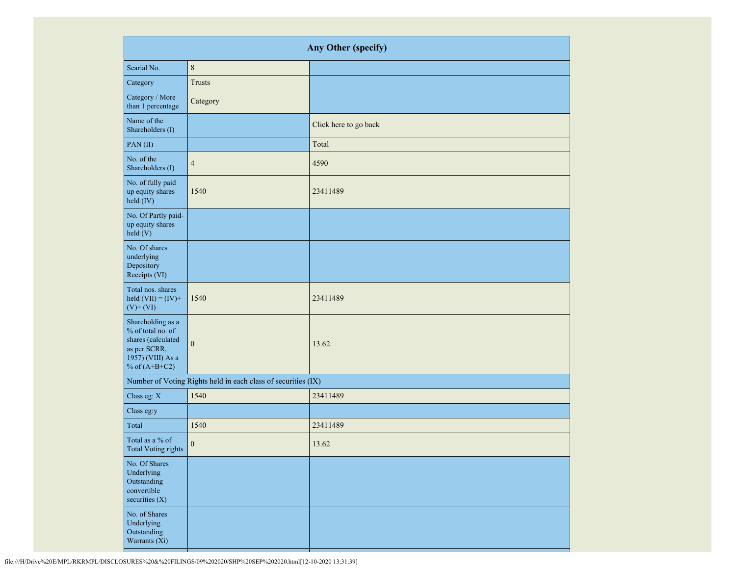| Any Other (specify) | | |
|---|---|---|
| Searial No. | 8 | |
| Category | Trusts | |
| Category / More than 1 percentage | Category | |
| Name of the Shareholders (I) | | Click here to go back |
| PAN (II) | | Total |
| No. of the Shareholders (I) | 4 | 4590 |
| No. of fully paid up equity shares held (IV) | 1540 | 23411489 |
| No. Of Partly paid-up equity shares held (V) | | |
| No. Of shares underlying Depository Receipts (VI) | | |
| Total nos. shares held (VII) = (IV)+ (V)+ (VI) | 1540 | 23411489 |
| Shareholding as a % of total no. of shares (calculated as per SCRR, 1957) (VIII) As a % of (A+B+C2) | 0 | 13.62 |
| Number of Voting Rights held in each class of securities (IX) | | |
| Class eg: X | 1540 | 23411489 |
| Class eg:y | | |
| Total | 1540 | 23411489 |
| Total as a % of Total Voting rights | 0 | 13.62 |
| No. Of Shares Underlying Outstanding convertible securities (X) | | |
| No. of Shares Underlying Outstanding Warrants (Xi) | | |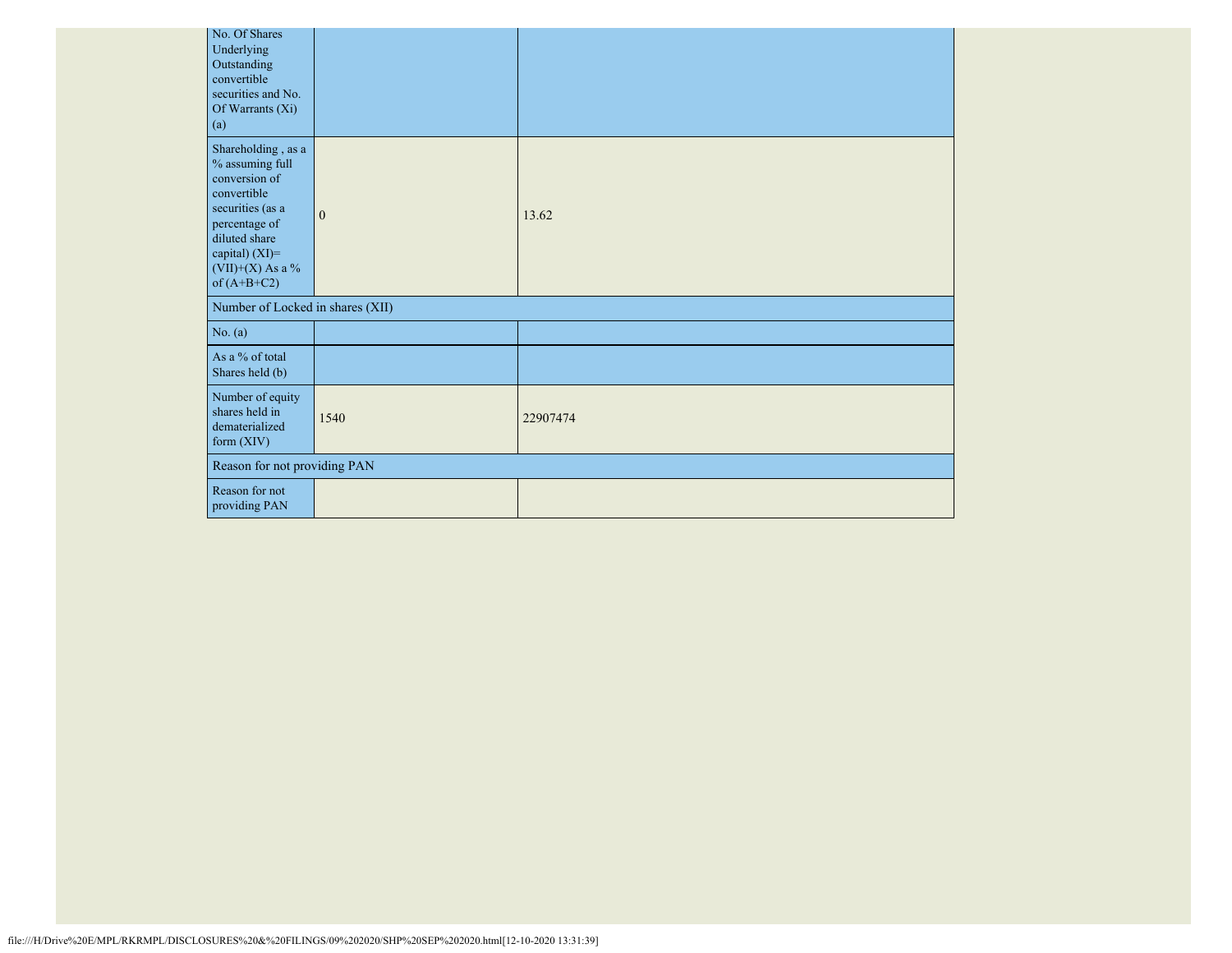| No. Of Shares Underlying Outstanding convertible securities and No. Of Warrants (Xi) (a) | | |
|---|---|---|
| Shareholding , as a % assuming full conversion of convertible securities (as a percentage of diluted share capital) (XI)= (VII)+(X) As a % of (A+B+C2) | 0 | 13.62 |
| Number of Locked in shares (XII) | | |
| No. (a) | | |
| As a % of total Shares held (b) | | |
| Number of equity shares held in dematerialized form (XIV) | 1540 | 22907474 |
| Reason for not providing PAN | | |
| Reason for not providing PAN | | |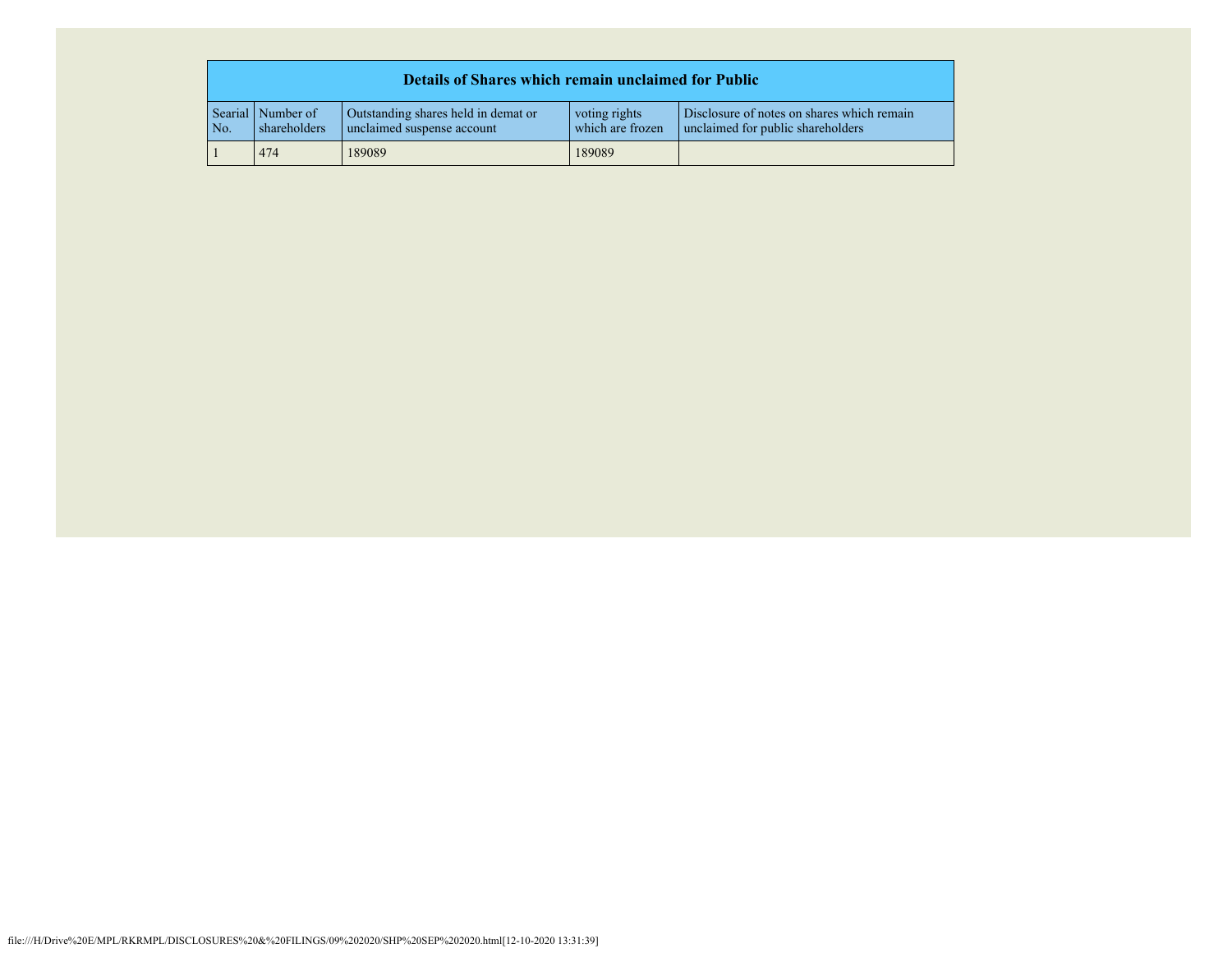| Details of Shares which remain unclaimed for Public | | | | |
|---|---|---|---|---|
| Searial No. | Number of shareholders | Outstanding shares held in demat or unclaimed suspense account | voting rights which are frozen | Disclosure of notes on shares which remain unclaimed for public shareholders |
| 1 | 474 | 189089 | 189089 | |